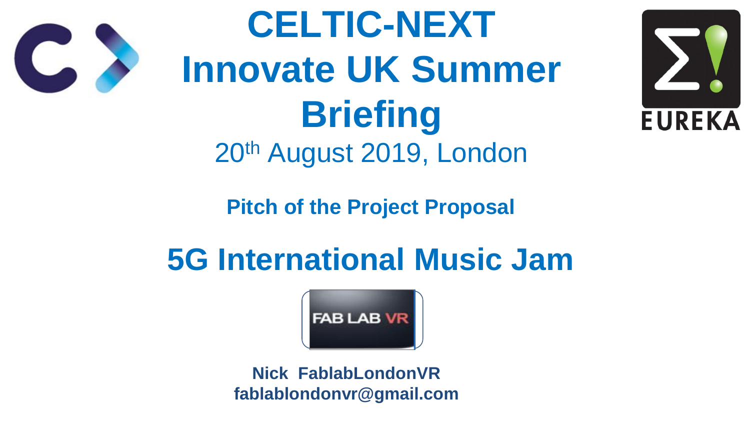# CELTIC-NEXT Innovate UK Summer Briefing

20th August 2019, London

**Pitch of the Project Proposal**

## 5G International Music Jam

**Nick FablabLondonVR**
**fablablondonvr@gmail.com**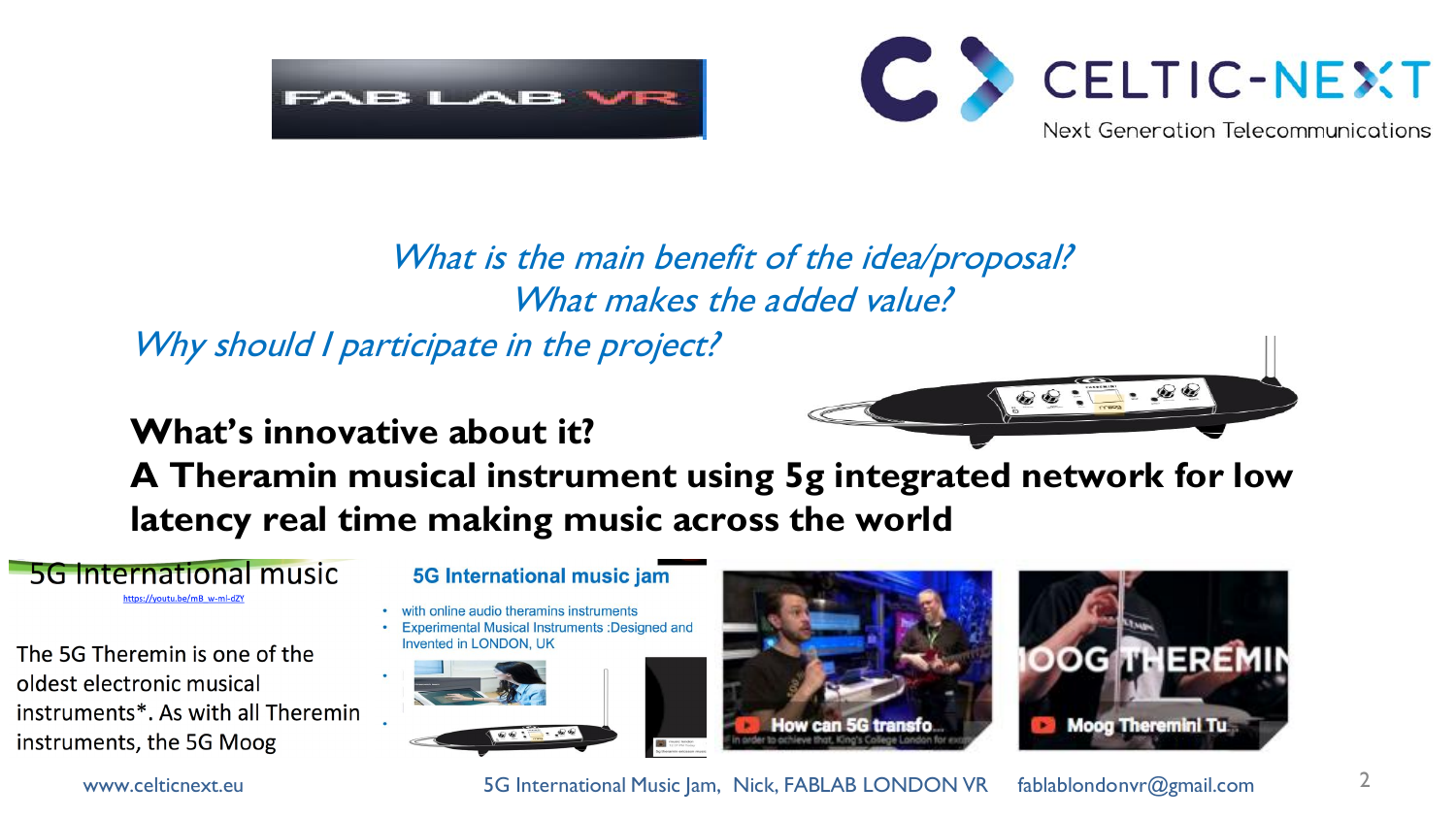*What is the main benefit of the idea/proposal?*
*What makes the added value?*
*Why should I participate in the project?*

**What's innovative about it?**
**A Theramin musical instrument using 5g integrated network for low latency real time making music across the world**

5G International music

https://youtu.be/mB_w-ml-dZY

The 5G Theremin is one of the oldest electronic musical instruments*. As with all Theremin instruments, the 5G Moog

**5G International music jam**

- with online audio theramins instruments
- Experimental Musical Instruments :Designed and Invented in LONDON, UK

How can 5G transfo...

Moog Theremini Tu...

www.celticnext.eu

5G International Music Jam, Nick, FABLAB LONDON VR fablablondonvr@gmail.com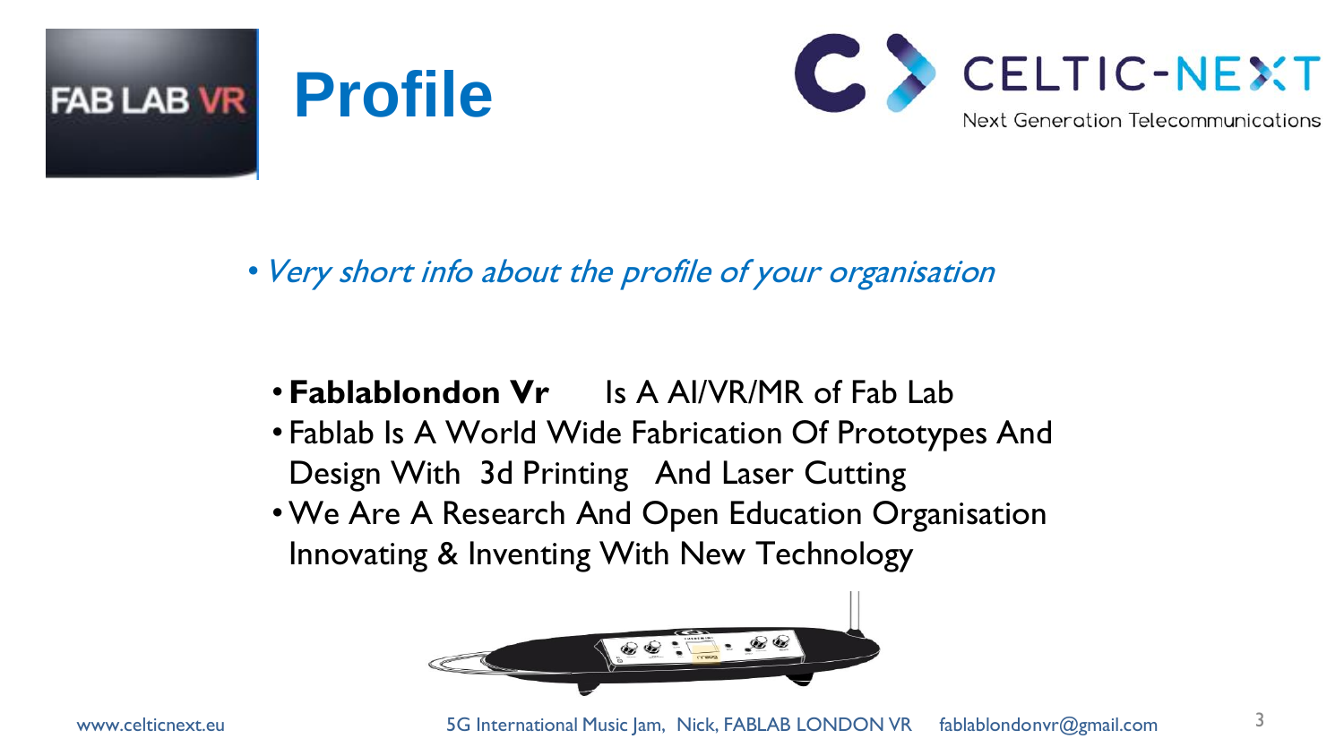# Profile

- *Very short info about the profile of your organisation*

- **Fablablondon Vr** Is A AI/VR/MR of Fab Lab
- Fablab Is A World Wide Fabrication Of Prototypes And Design With 3d Printing And Laser Cutting
- We Are A Research And Open Education Organisation Innovating & Inventing With New Technology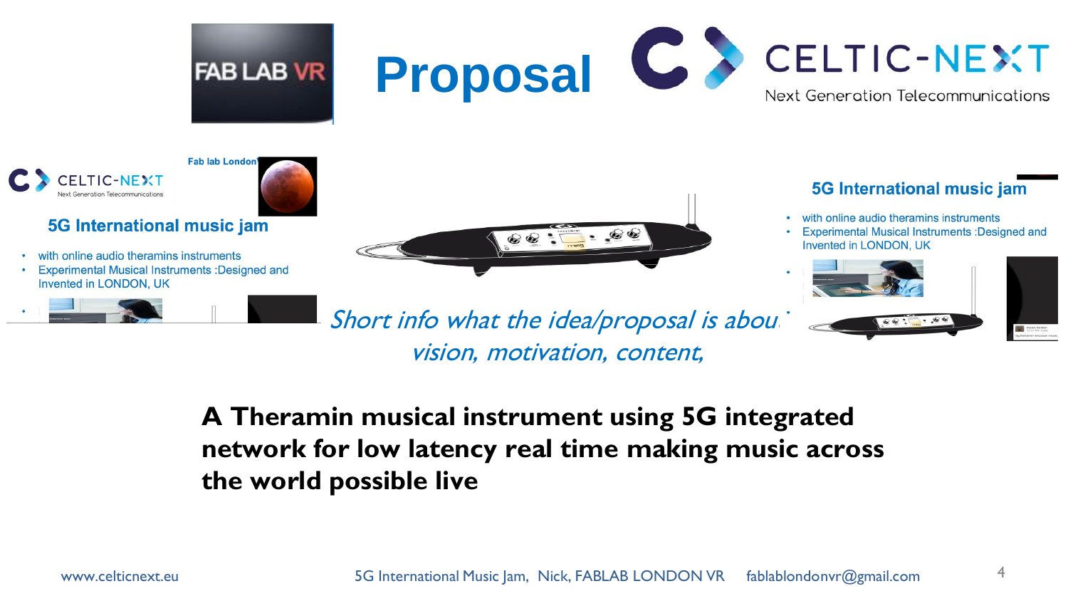# Proposal

FAB LAB VR

CELTIC-NEXT
Next Generation Telecommunications

Fab lab London

## 5G International music jam

- with online audio theramins instruments
- Experimental Musical Instruments :Designed and Invented in LONDON, UK

*Short info what the idea/proposal is about*
*vision, motivation, content,*

## 5G International music jam

- with online audio theramins instruments
- Experimental Musical Instruments :Designed and Invented in LONDON, UK

**A Theramin musical instrument using 5G integrated network for low latency real time making music across the world possible live**

www.celticnext.eu | 5G International Music Jam, Nick, FABLAB LONDON VR | fablablondonvr@gmail.com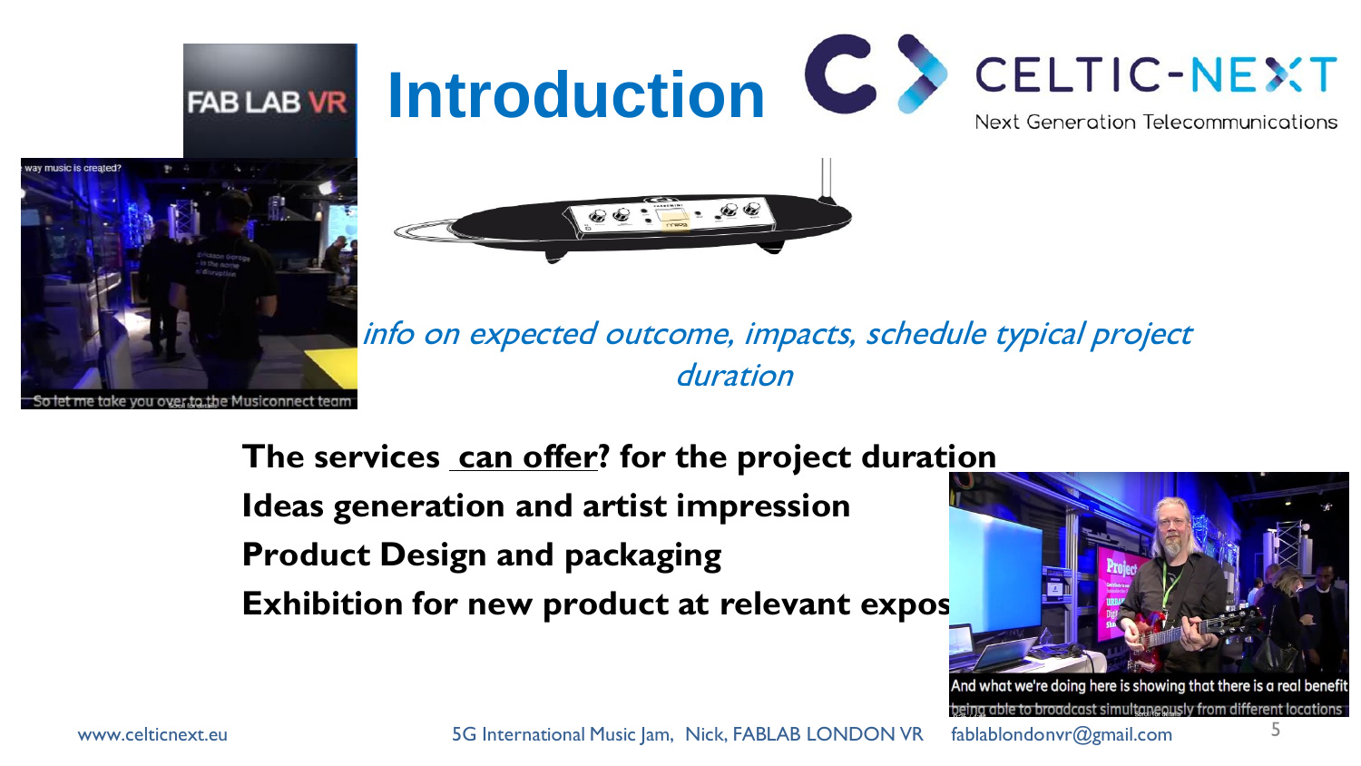# Introduction

*info on expected outcome, impacts, schedule typical project duration*

**The services can offer? for the project duration**

**Ideas generation and artist impression**

**Product Design and packaging**

**Exhibition for new product at relevant expos**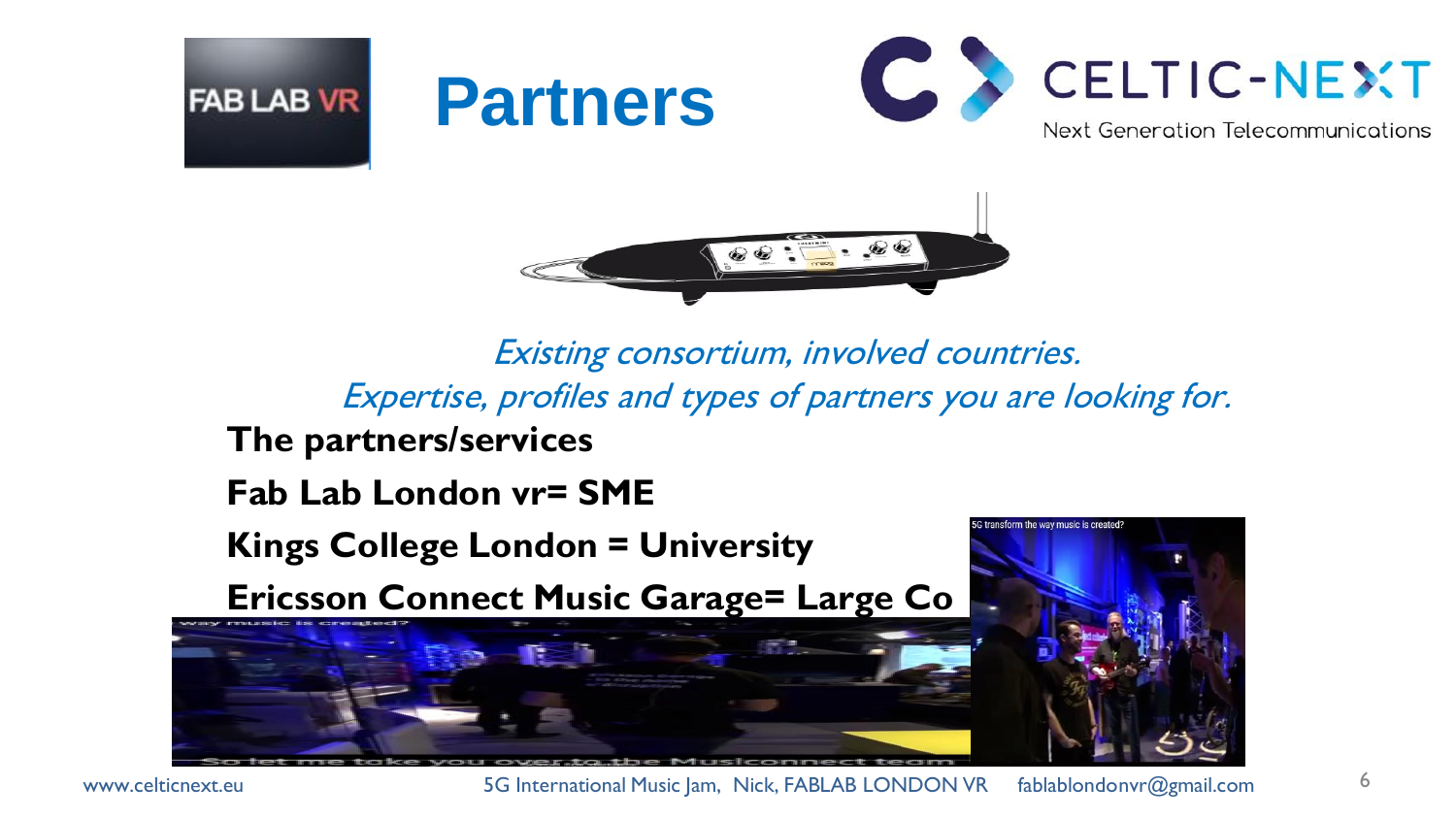# Partners

*Existing consortium, involved countries.*
*Expertise, profiles and types of partners you are looking for.*

**The partners/services**

**Fab Lab London vr= SME**

**Kings College London = University**

**Ericsson Connect Music Garage= Large Co**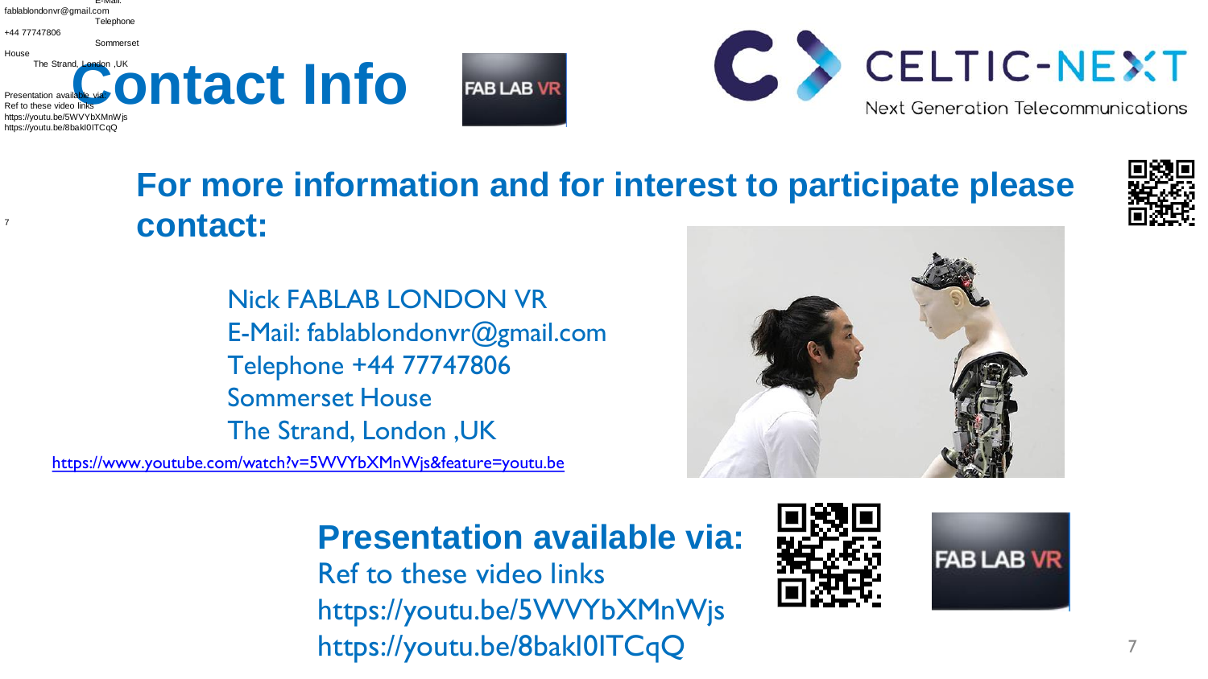# Contact Info

## For more information and for interest to participate please contact:

Nick FABLAB LONDON VR
E-Mail: fablablondonvr@gmail.com
Telephone +44 77747806
Sommerset House
The Strand, London ,UK

https://www.youtube.com/watch?v=5WVYbXMnWjs&feature=youtu.be

## Presentation available via:

Ref to these video links
https://youtu.be/5WVYbXMnWjs
https://youtu.be/8bakI0ITCqQ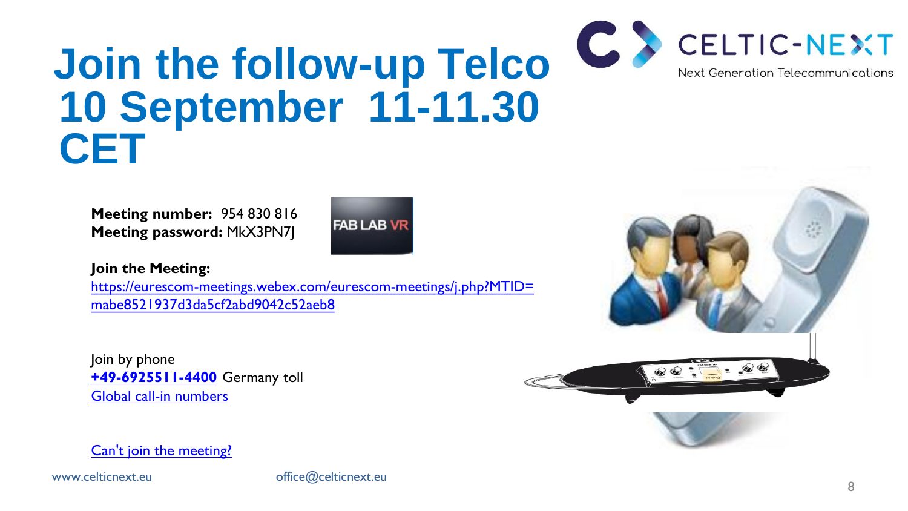# Join the follow-up Telco 10 September 11-11.30 CET

**Meeting number:** 954 830 816
**Meeting password:** MkX3PN7J

FAB LAB VR

**Join the Meeting:**
https://eurescom-meetings.webex.com/eurescom-meetings/j.php?MTID=mabe8521937d3da5cf2abd9042c52aeb8

Join by phone
**+49-6925511-4400** Germany toll
Global call-in numbers

Can't join the meeting?

www.celticnext.eu office@celticnext.eu